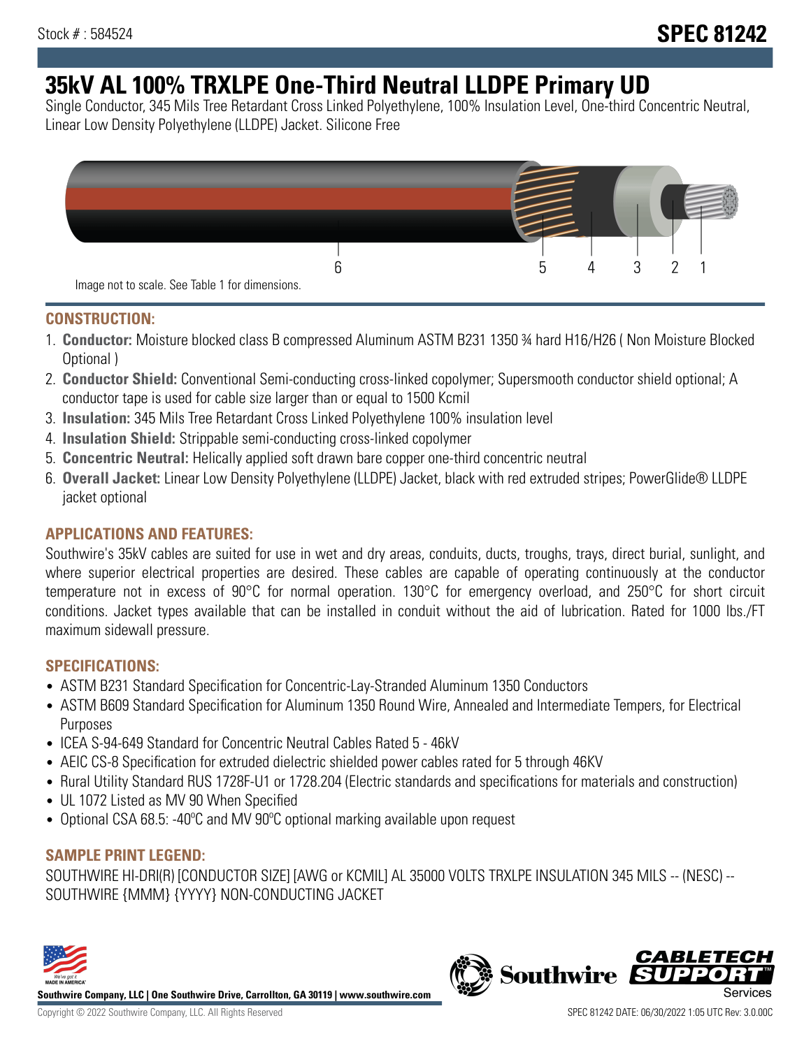Stock # : 584524

**SPEC 81242**

# 35kV AL 100% TRXLPE One-Third Neutral LLDPE Primary UD

Single Conductor, 345 Mils Tree Retardant Cross Linked Polyethylene, 100% Insulation Level, One-third Concentric Neutral, Linear Low Density Polyethylene (LLDPE) Jacket. Silicone Free

6 5 4 3 2 1

Image not to scale. See Table 1 for dimensions.

## CONSTRUCTION:

1. **Conductor:** Moisture blocked class B compressed Aluminum ASTM B231 1350 ¾ hard H16/H26 ( Non Moisture Blocked Optional )
2. **Conductor Shield:** Conventional Semi-conducting cross-linked copolymer; Supersmooth conductor shield optional; A conductor tape is used for cable size larger than or equal to 1500 Kcmil
3. **Insulation:** 345 Mils Tree Retardant Cross Linked Polyethylene 100% insulation level
4. **Insulation Shield:** Strippable semi-conducting cross-linked copolymer
5. **Concentric Neutral:** Helically applied soft drawn bare copper one-third concentric neutral
6. **Overall Jacket:** Linear Low Density Polyethylene (LLDPE) Jacket, black with red extruded stripes; PowerGlide® LLDPE jacket optional

## APPLICATIONS AND FEATURES:

Southwire's 35kV cables are suited for use in wet and dry areas, conduits, ducts, troughs, trays, direct burial, sunlight, and where superior electrical properties are desired. These cables are capable of operating continuously at the conductor temperature not in excess of 90°C for normal operation. 130°C for emergency overload, and 250°C for short circuit conditions. Jacket types available that can be installed in conduit without the aid of lubrication. Rated for 1000 lbs./FT maximum sidewall pressure.

## SPECIFICATIONS:

- ASTM B231 Standard Specification for Concentric-Lay-Stranded Aluminum 1350 Conductors
- ASTM B609 Standard Specification for Aluminum 1350 Round Wire, Annealed and Intermediate Tempers, for Electrical Purposes
- ICEA S-94-649 Standard for Concentric Neutral Cables Rated 5 - 46kV
- AEIC CS-8 Specification for extruded dielectric shielded power cables rated for 5 through 46KV
- Rural Utility Standard RUS 1728F-U1 or 1728.204 (Electric standards and specifications for materials and construction)
- UL 1072 Listed as MV 90 When Specified
- Optional CSA 68.5: -40ºC and MV 90ºC optional marking available upon request

## SAMPLE PRINT LEGEND:

SOUTHWIRE HI-DRI(R) [CONDUCTOR SIZE] [AWG or KCMIL] AL 35000 VOLTS TRXLPE INSULATION 345 MILS -- (NESC) -- SOUTHWIRE {MMM} {YYYY} NON-CONDUCTING JACKET

**Southwire Company, LLC | One Southwire Drive, Carrollton, GA 30119 | www.southwire.com**

Copyright © 2022 Southwire Company, LLC. All Rights Reserved

SPEC 81242 DATE: 06/30/2022 1:05 UTC Rev: 3.0.00C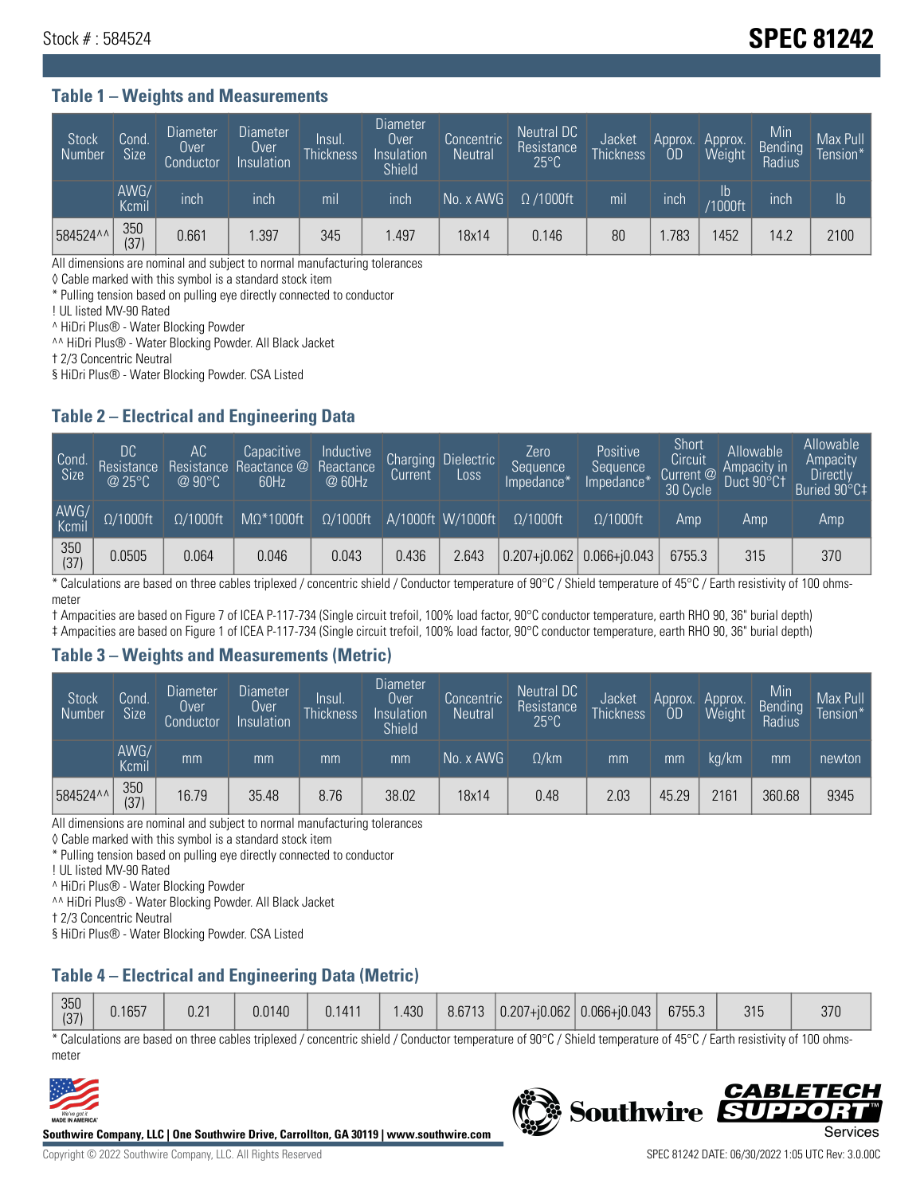Stock # : 584524

# SPEC 81242

## Table 1 – Weights and Measurements

| Stock Number | Cond. Size | Diameter Over Conductor | Diameter Over Insulation | Insul. Thickness | Diameter Over Insulation Shield | Concentric Neutral | Neutral DC Resistance 25°C | Jacket Thickness | Approx. OD | Approx. Weight | Min Bending Radius | Max Pull Tension* |
|---|---|---|---|---|---|---|---|---|---|---|---|---|
| | AWG/ Kcmil | inch | inch | mil | inch | No. x AWG | Ω /1000ft | mil | inch | lb /1000ft | inch | lb |
| 584524^^ | 350 (37) | 0.661 | 1.397 | 345 | 1.497 | 18x14 | 0.146 | 80 | 1.783 | 1452 | 14.2 | 2100 |

All dimensions are nominal and subject to normal manufacturing tolerances
◊ Cable marked with this symbol is a standard stock item
* Pulling tension based on pulling eye directly connected to conductor
! UL listed MV-90 Rated
^ HiDri Plus® - Water Blocking Powder
^^ HiDri Plus® - Water Blocking Powder. All Black Jacket
† 2/3 Concentric Neutral
§ HiDri Plus® - Water Blocking Powder. CSA Listed

## Table 2 – Electrical and Engineering Data

| Cond. Size | DC Resistance @ 25°C | AC Resistance @ 90°C | Capacitive Reactance @ 60Hz | Inductive Reactance @ 60Hz | Charging Current | Dielectric Loss | Zero Sequence Impedance* | Positive Sequence Impedance* | Short Circuit Current @ 30 Cycle | Allowable Ampacity in Duct 90°C† | Allowable Ampacity Directly Buried 90°C‡ |
|---|---|---|---|---|---|---|---|---|---|---|---|
| AWG/ Kcmil | Ω/1000ft | Ω/1000ft | MΩ*1000ft | Ω/1000ft | A/1000ft | W/1000ft | Ω/1000ft | Ω/1000ft | Amp | Amp | Amp |
| 350 (37) | 0.0505 | 0.064 | 0.046 | 0.043 | 0.436 | 2.643 | 0.207+j0.062 | 0.066+j0.043 | 6755.3 | 315 | 370 |

* Calculations are based on three cables triplexed / concentric shield / Conductor temperature of 90°C / Shield temperature of 45°C / Earth resistivity of 100 ohms-meter
† Ampacities are based on Figure 7 of ICEA P-117-734 (Single circuit trefoil, 100% load factor, 90°C conductor temperature, earth RHO 90, 36" burial depth)
‡ Ampacities are based on Figure 1 of ICEA P-117-734 (Single circuit trefoil, 100% load factor, 90°C conductor temperature, earth RHO 90, 36" burial depth)

## Table 3 – Weights and Measurements (Metric)

| Stock Number | Cond. Size | Diameter Over Conductor | Diameter Over Insulation | Insul. Thickness | Diameter Over Insulation Shield | Concentric Neutral | Neutral DC Resistance 25°C | Jacket Thickness | Approx. OD | Approx. Weight | Min Bending Radius | Max Pull Tension* |
|---|---|---|---|---|---|---|---|---|---|---|---|---|
| | AWG/ Kcmil | mm | mm | mm | mm | No. x AWG | Ω/km | mm | mm | kg/km | mm | newton |
| 584524^^ | 350 (37) | 16.79 | 35.48 | 8.76 | 38.02 | 18x14 | 0.48 | 2.03 | 45.29 | 2161 | 360.68 | 9345 |

All dimensions are nominal and subject to normal manufacturing tolerances
◊ Cable marked with this symbol is a standard stock item
* Pulling tension based on pulling eye directly connected to conductor
! UL listed MV-90 Rated
^ HiDri Plus® - Water Blocking Powder
^^ HiDri Plus® - Water Blocking Powder. All Black Jacket
† 2/3 Concentric Neutral
§ HiDri Plus® - Water Blocking Powder. CSA Listed

## Table 4 – Electrical and Engineering Data (Metric)

| | | | | | | | | | | | |
|---|---|---|---|---|---|---|---|---|---|---|---|
| 350 (37) | 0.1657 | 0.21 | 0.0140 | 0.1411 | 1.430 | 8.6713 | 0.207+j0.062 | 0.066+j0.043 | 6755.3 | 315 | 370 |

* Calculations are based on three cables triplexed / concentric shield / Conductor temperature of 90°C / Shield temperature of 45°C / Earth resistivity of 100 ohms-meter

Southwire Company, LLC | One Southwire Drive, Carrollton, GA 30119 | www.southwire.com

Copyright © 2022 Southwire Company, LLC. All Rights Reserved

SPEC 81242 DATE: 06/30/2022 1:05 UTC Rev: 3.0.00C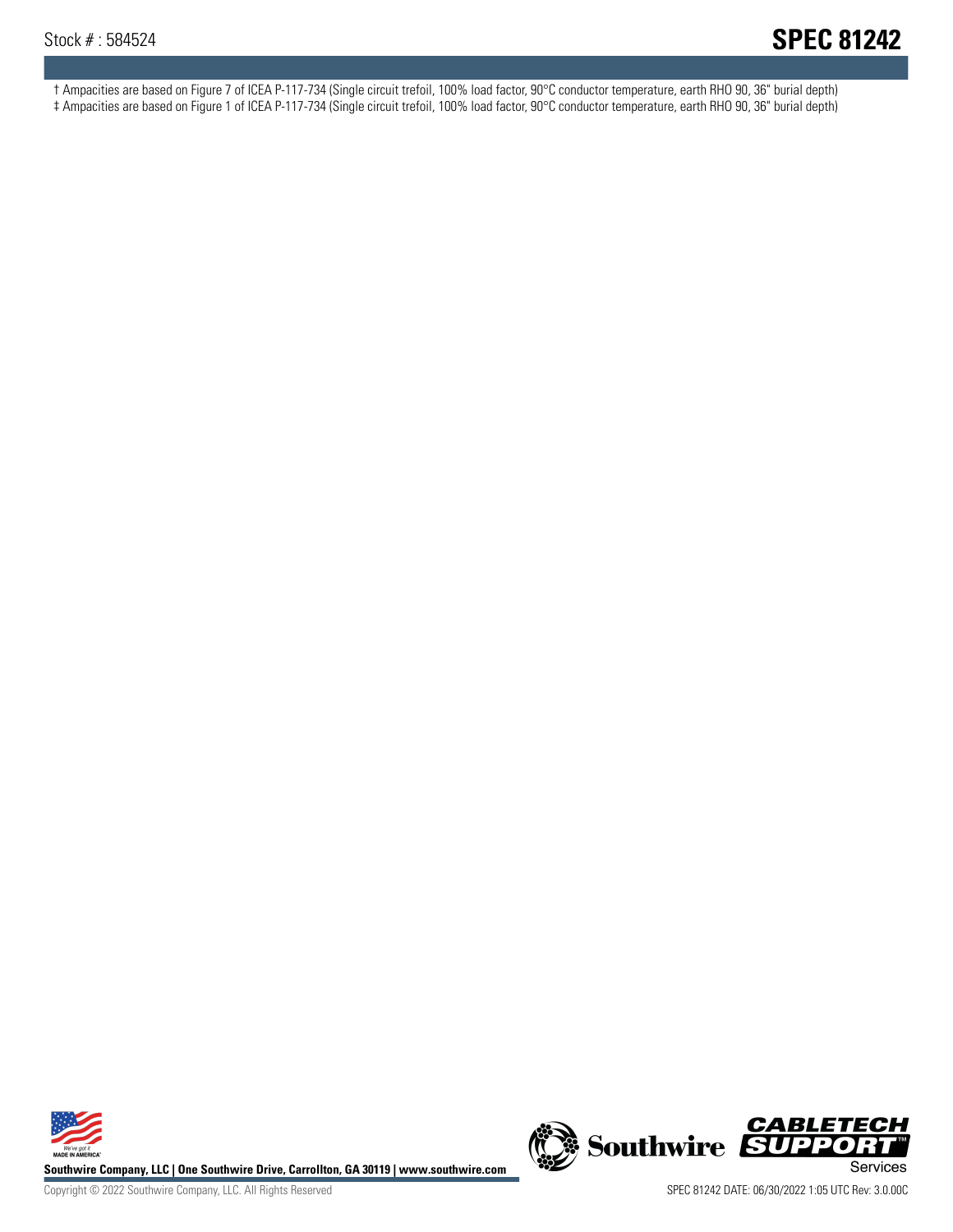† Ampacities are based on Figure 7 of ICEA P-117-734 (Single circuit trefoil, 100% load factor, 90°C conductor temperature, earth RHO 90, 36" burial depth)

‡ Ampacities are based on Figure 1 of ICEA P-117-734 (Single circuit trefoil, 100% load factor, 90°C conductor temperature, earth RHO 90, 36" burial depth)